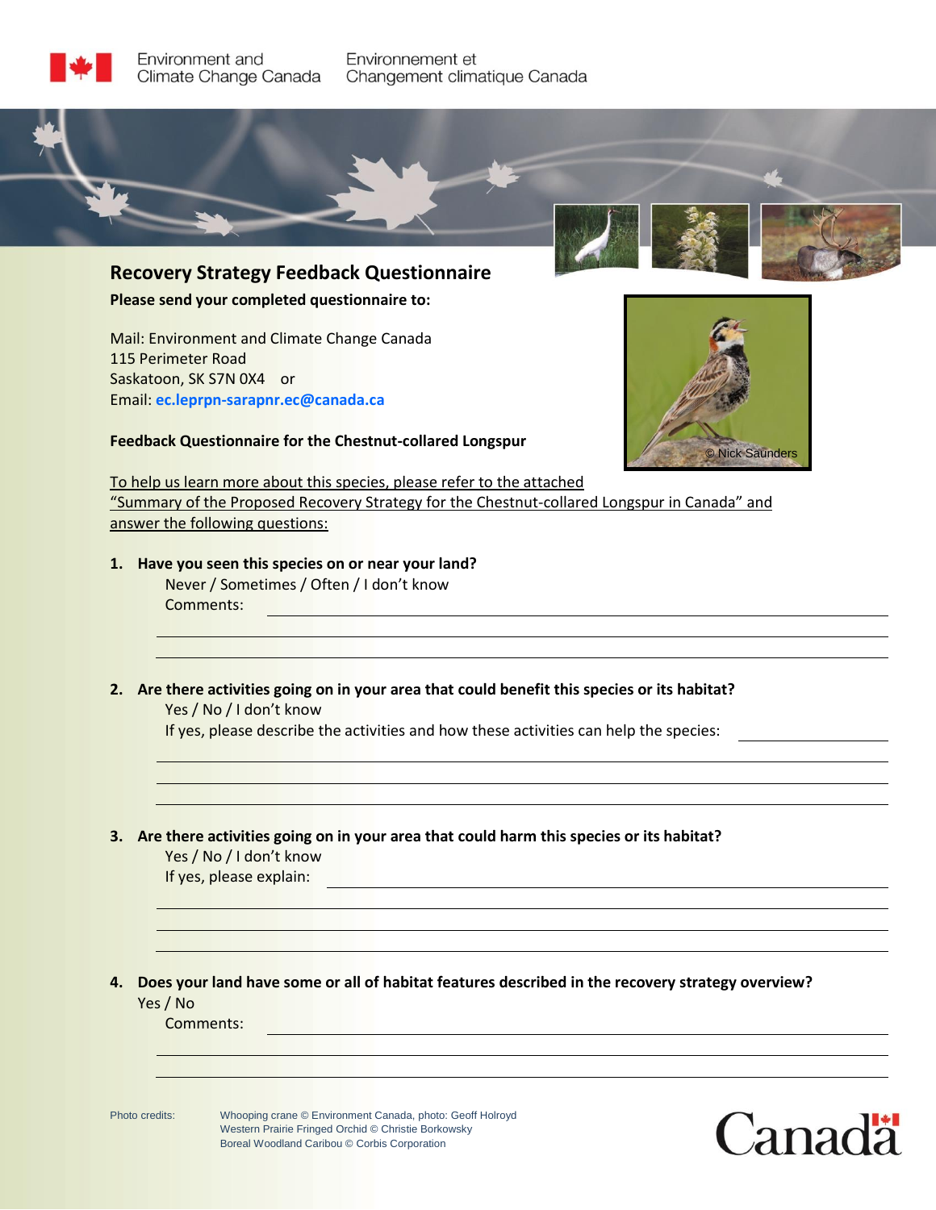Environment and Climate Change Canada — Environnement et Changement climatique Canada

## Recovery Strategy Feedback Questionnaire

**Please send your completed questionnaire to:**

Mail: Environment and Climate Change Canada
115 Perimeter Road
Saskatoon, SK S7N 0X4 or
Email: **ec.leprpn-sarapnr.ec@canada.ca**

© Nick Saunders

**Feedback Questionnaire for the Chestnut-collared Longspur**

To help us learn more about this species, please refer to the attached "Summary of the Proposed Recovery Strategy for the Chestnut-collared Longspur in Canada" and answer the following questions:

1. **Have you seen this species on or near your land?**
   Never / Sometimes / Often / I don't know
   Comments: ____________________

2. **Are there activities going on in your area that could benefit this species or its habitat?**
   Yes / No / I don't know
   If yes, please describe the activities and how these activities can help the species: ____________________

3. **Are there activities going on in your area that could harm this species or its habitat?**
   Yes / No / I don't know
   If yes, please explain: ____________________

4. **Does your land have some or all of habitat features described in the recovery strategy overview?**
   Yes / No
   Comments: ____________________

Photo credits: Whooping crane © Environment Canada, photo: Geoff Holroyd
Western Prairie Fringed Orchid © Christie Borkowsky
Boreal Woodland Caribou © Corbis Corporation

Canada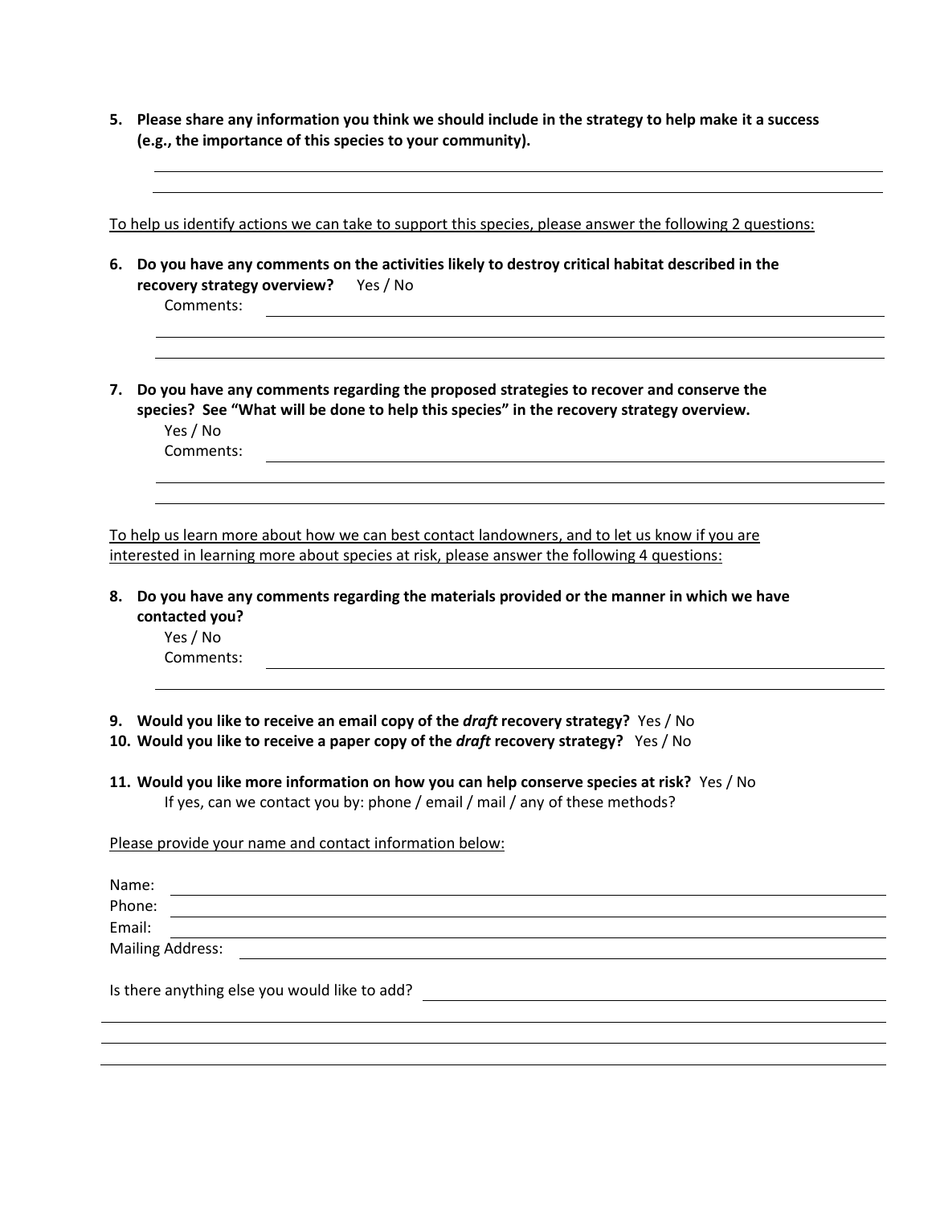**5. Please share any information you think we should include in the strategy to help make it a success (e.g., the importance of this species to your community).**

To help us identify actions we can take to support this species, please answer the following 2 questions:

**6. Do you have any comments on the activities likely to destroy critical habitat described in the recovery strategy overview?** Yes / No

Comments:

**7. Do you have any comments regarding the proposed strategies to recover and conserve the species? See "What will be done to help this species" in the recovery strategy overview.**

Yes / No

Comments:

To help us learn more about how we can best contact landowners, and to let us know if you are interested in learning more about species at risk, please answer the following 4 questions:

**8. Do you have any comments regarding the materials provided or the manner in which we have contacted you?**

Yes / No

Comments:

**9. Would you like to receive an email copy of the *draft* recovery strategy?** Yes / No

**10. Would you like to receive a paper copy of the *draft* recovery strategy?** Yes / No

**11. Would you like more information on how you can help conserve species at risk?** Yes / No

If yes, can we contact you by: phone / email / mail / any of these methods?

Please provide your name and contact information below:

Name:

Phone:

Email:

Mailing Address:

Is there anything else you would like to add?